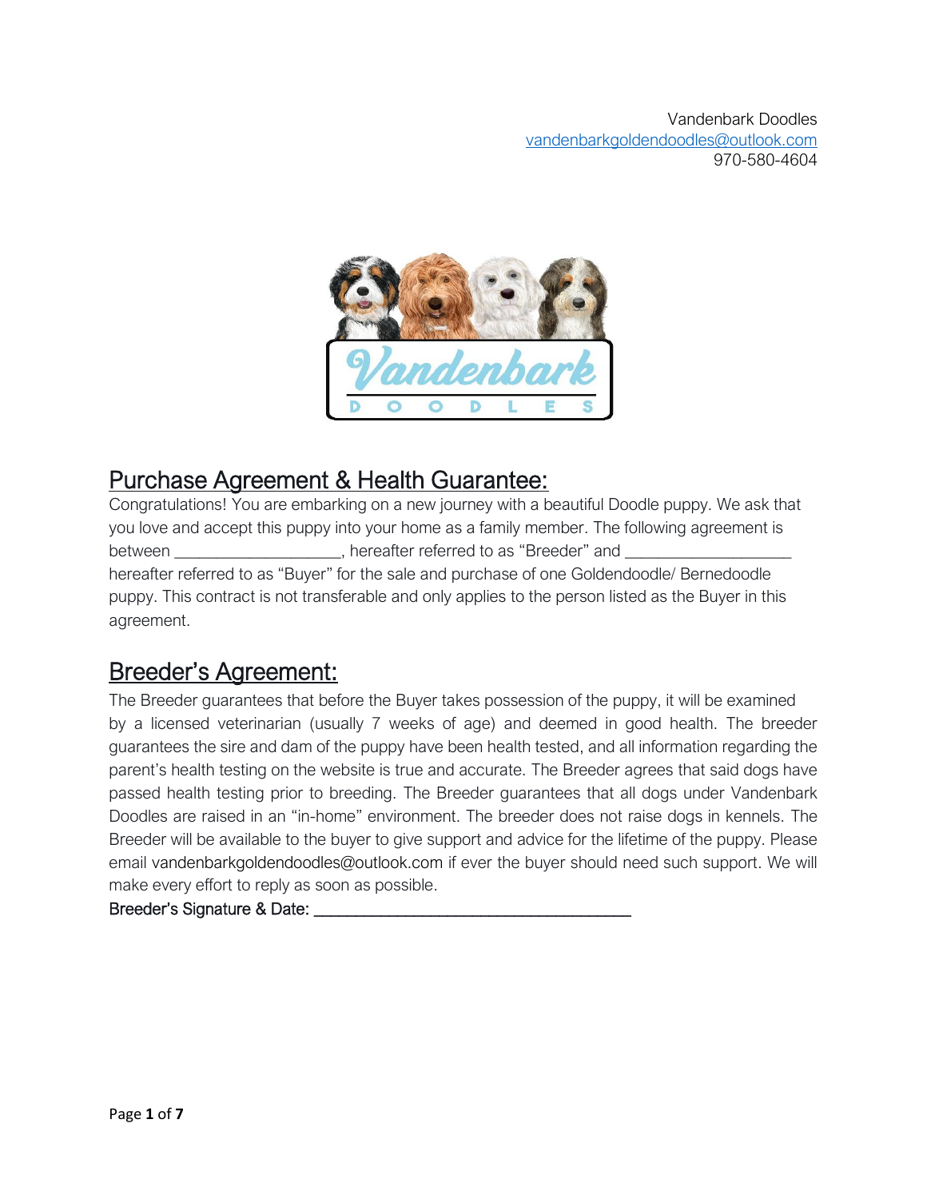Vandenbark Doodles
vandenbarkgoldendoodles@outlook.com
970-580-4604

## Purchase Agreement & Health Guarantee:

Congratulations! You are embarking on a new journey with a beautiful Doodle puppy. We ask that you love and accept this puppy into your home as a family member. The following agreement is between ___________________, hereafter referred to as "Breeder" and ___________________ hereafter referred to as "Buyer" for the sale and purchase of one Goldendoodle/ Bernedoodle puppy. This contract is not transferable and only applies to the person listed as the Buyer in this agreement.

## Breeder's Agreement:

The Breeder guarantees that before the Buyer takes possession of the puppy, it will be examined by a licensed veterinarian (usually 7 weeks of age) and deemed in good health. The breeder guarantees the sire and dam of the puppy have been health tested, and all information regarding the parent's health testing on the website is true and accurate. The Breeder agrees that said dogs have passed health testing prior to breeding. The Breeder guarantees that all dogs under Vandenbark Doodles are raised in an "in-home" environment. The breeder does not raise dogs in kennels. The Breeder will be available to the buyer to give support and advice for the lifetime of the puppy. Please email vandenbarkgoldendoodles@outlook.com if ever the buyer should need such support. We will make every effort to reply as soon as possible.

Breeder's Signature & Date: ____________________________________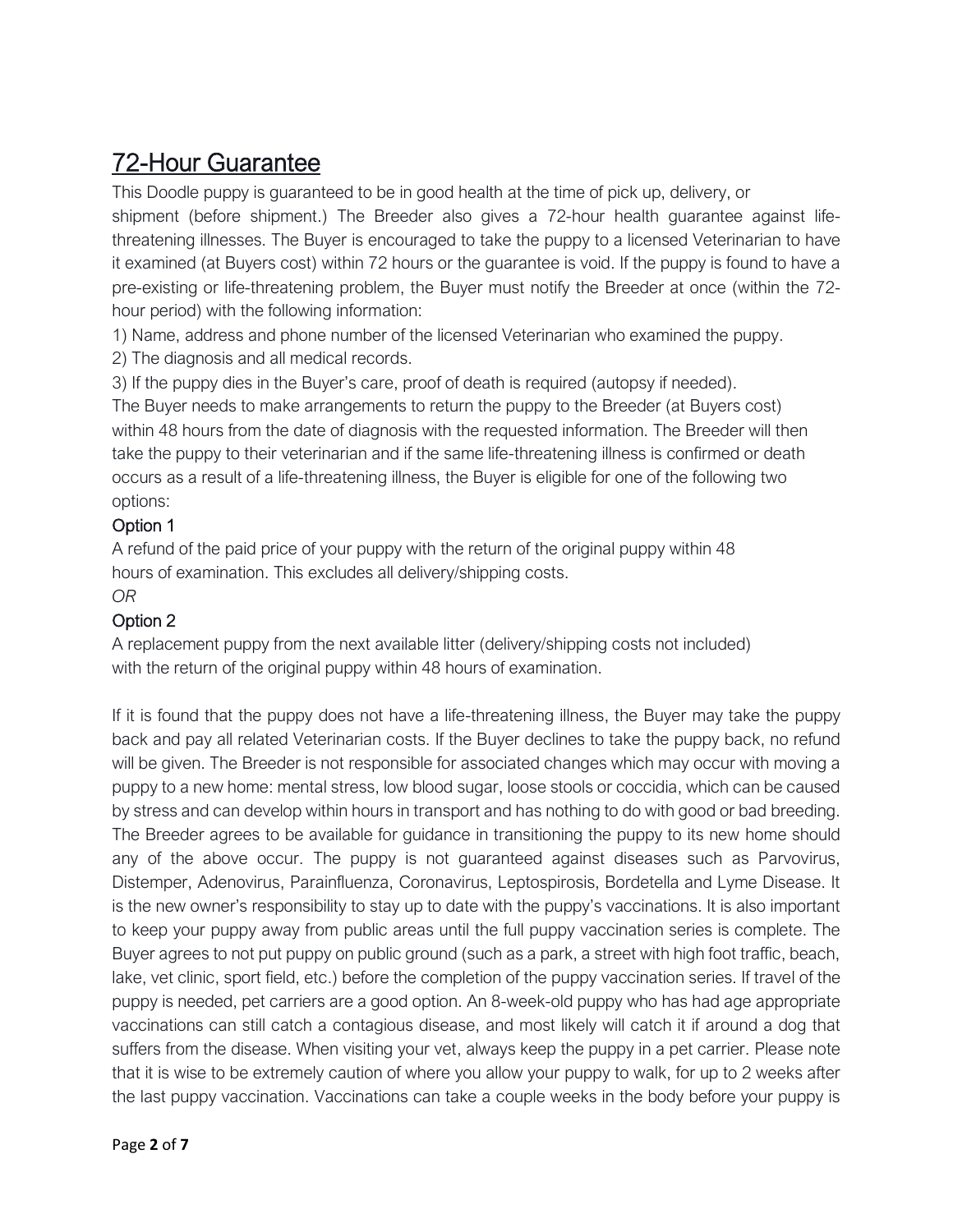## 72-Hour Guarantee

This Doodle puppy is guaranteed to be in good health at the time of pick up, delivery, or shipment (before shipment.) The Breeder also gives a 72-hour health guarantee against life-threatening illnesses. The Buyer is encouraged to take the puppy to a licensed Veterinarian to have it examined (at Buyers cost) within 72 hours or the guarantee is void. If the puppy is found to have a pre-existing or life-threatening problem, the Buyer must notify the Breeder at once (within the 72-hour period) with the following information:

1) Name, address and phone number of the licensed Veterinarian who examined the puppy.
2) The diagnosis and all medical records.
3) If the puppy dies in the Buyer's care, proof of death is required (autopsy if needed).

The Buyer needs to make arrangements to return the puppy to the Breeder (at Buyers cost) within 48 hours from the date of diagnosis with the requested information. The Breeder will then take the puppy to their veterinarian and if the same life-threatening illness is confirmed or death occurs as a result of a life-threatening illness, the Buyer is eligible for one of the following two options:

### Option 1

A refund of the paid price of your puppy with the return of the original puppy within 48 hours of examination. This excludes all delivery/shipping costs.

*OR*

### Option 2

A replacement puppy from the next available litter (delivery/shipping costs not included) with the return of the original puppy within 48 hours of examination.

If it is found that the puppy does not have a life-threatening illness, the Buyer may take the puppy back and pay all related Veterinarian costs. If the Buyer declines to take the puppy back, no refund will be given. The Breeder is not responsible for associated changes which may occur with moving a puppy to a new home: mental stress, low blood sugar, loose stools or coccidia, which can be caused by stress and can develop within hours in transport and has nothing to do with good or bad breeding. The Breeder agrees to be available for guidance in transitioning the puppy to its new home should any of the above occur. The puppy is not guaranteed against diseases such as Parvovirus, Distemper, Adenovirus, Parainfluenza, Coronavirus, Leptospirosis, Bordetella and Lyme Disease. It is the new owner's responsibility to stay up to date with the puppy's vaccinations. It is also important to keep your puppy away from public areas until the full puppy vaccination series is complete. The Buyer agrees to not put puppy on public ground (such as a park, a street with high foot traffic, beach, lake, vet clinic, sport field, etc.) before the completion of the puppy vaccination series. If travel of the puppy is needed, pet carriers are a good option. An 8-week-old puppy who has had age appropriate vaccinations can still catch a contagious disease, and most likely will catch it if around a dog that suffers from the disease. When visiting your vet, always keep the puppy in a pet carrier. Please note that it is wise to be extremely caution of where you allow your puppy to walk, for up to 2 weeks after the last puppy vaccination. Vaccinations can take a couple weeks in the body before your puppy is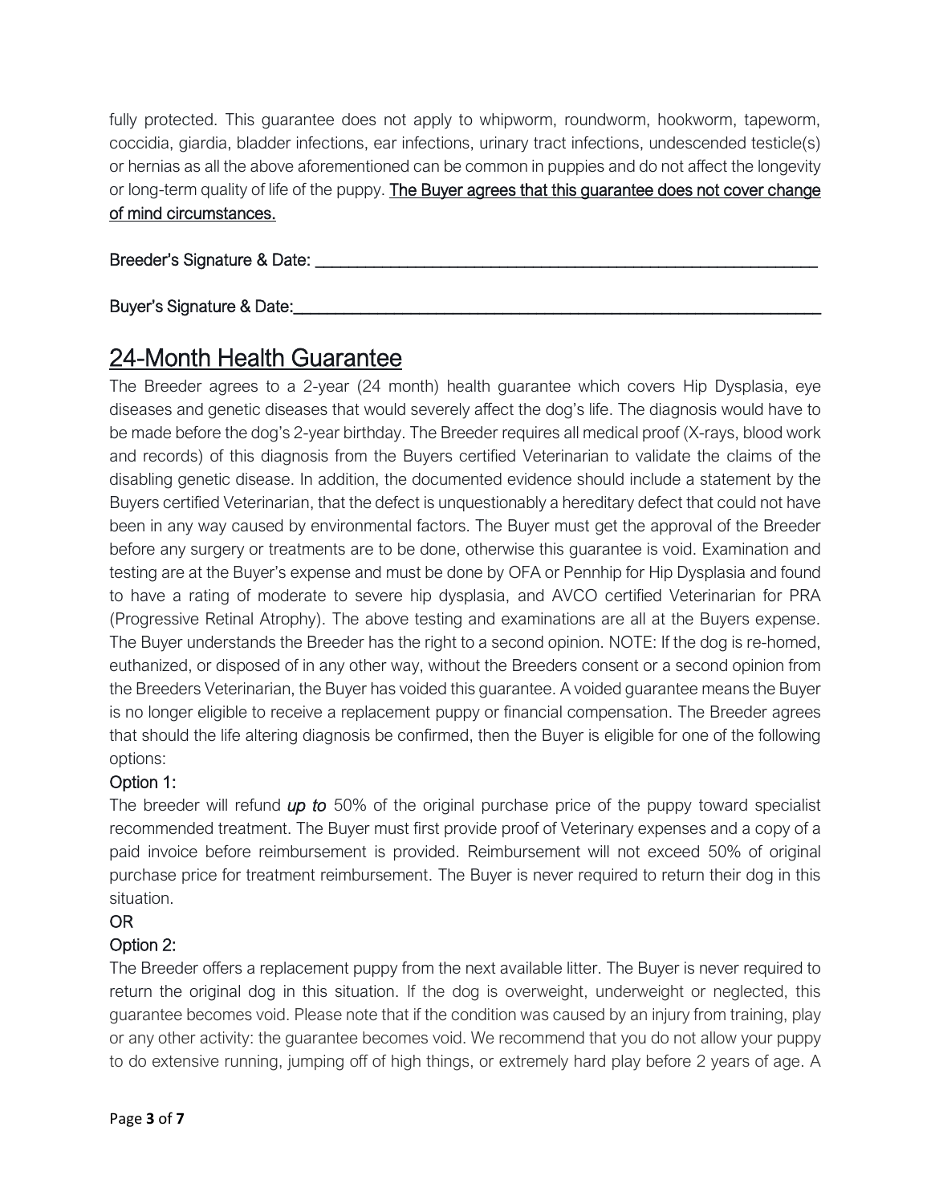fully protected. This guarantee does not apply to whipworm, roundworm, hookworm, tapeworm, coccidia, giardia, bladder infections, ear infections, urinary tract infections, undescended testicle(s) or hernias as all the above aforementioned can be common in puppies and do not affect the longevity or long-term quality of life of the puppy. **The Buyer agrees that this guarantee does not cover change of mind circumstances.**

**Breeder's Signature & Date:** ______________________________________________

**Buyer's Signature & Date:** ______________________________________________

## 24-Month Health Guarantee

The Breeder agrees to a 2-year (24 month) health guarantee which covers Hip Dysplasia, eye diseases and genetic diseases that would severely affect the dog's life. The diagnosis would have to be made before the dog's 2-year birthday. The Breeder requires all medical proof (X-rays, blood work and records) of this diagnosis from the Buyers certified Veterinarian to validate the claims of the disabling genetic disease. In addition, the documented evidence should include a statement by the Buyers certified Veterinarian, that the defect is unquestionably a hereditary defect that could not have been in any way caused by environmental factors. The Buyer must get the approval of the Breeder before any surgery or treatments are to be done, otherwise this guarantee is void. Examination and testing are at the Buyer's expense and must be done by OFA or Pennhip for Hip Dysplasia and found to have a rating of moderate to severe hip dysplasia, and AVCO certified Veterinarian for PRA (Progressive Retinal Atrophy). The above testing and examinations are all at the Buyers expense. The Buyer understands the Breeder has the right to a second opinion. NOTE: If the dog is re-homed, euthanized, or disposed of in any other way, without the Breeders consent or a second opinion from the Breeders Veterinarian, the Buyer has voided this guarantee. A voided guarantee means the Buyer is no longer eligible to receive a replacement puppy or financial compensation. The Breeder agrees that should the life altering diagnosis be confirmed, then the Buyer is eligible for one of the following options:

**Option 1:**

The breeder will refund ***up to*** 50% of the original purchase price of the puppy toward specialist recommended treatment. The Buyer must first provide proof of Veterinary expenses and a copy of a paid invoice before reimbursement is provided. Reimbursement will not exceed 50% of original purchase price for treatment reimbursement. The Buyer is never required to return their dog in this situation.

**OR**

**Option 2:**

The Breeder offers a replacement puppy from the next available litter. The Buyer is never required to return the original dog in this situation. If the dog is overweight, underweight or neglected, this guarantee becomes void. Please note that if the condition was caused by an injury from training, play or any other activity: the guarantee becomes void. We recommend that you do not allow your puppy to do extensive running, jumping off of high things, or extremely hard play before 2 years of age. A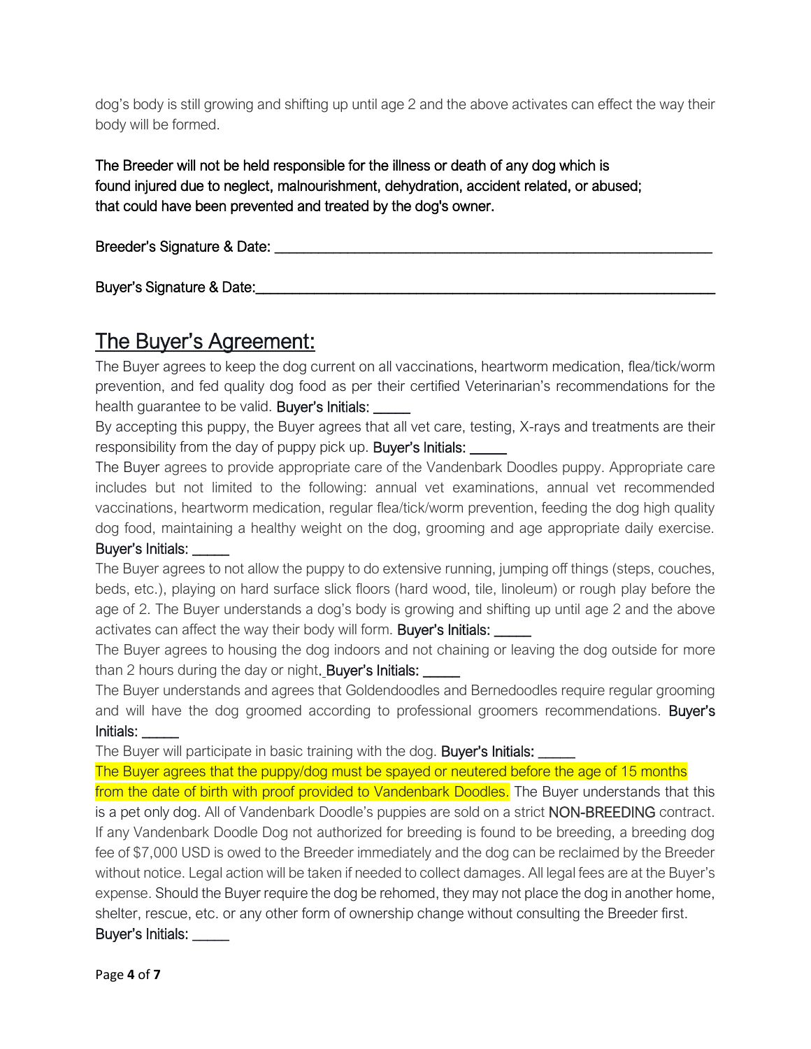dog's body is still growing and shifting up until age 2 and the above activates can effect the way their body will be formed.

The Breeder will not be held responsible for the illness or death of any dog which is found injured due to neglect, malnourishment, dehydration, accident related, or abused; that could have been prevented and treated by the dog's owner.

Breeder's Signature & Date: ___________________________________________

Buyer's Signature & Date:_____________________________________________

## The Buyer's Agreement:

The Buyer agrees to keep the dog current on all vaccinations, heartworm medication, flea/tick/worm prevention, and fed quality dog food as per their certified Veterinarian's recommendations for the health guarantee to be valid. **Buyer's Initials: _____**

By accepting this puppy, the Buyer agrees that all vet care, testing, X-rays and treatments are their responsibility from the day of puppy pick up. **Buyer's Initials: _____**

The Buyer agrees to provide appropriate care of the Vandenbark Doodles puppy. Appropriate care includes but not limited to the following: annual vet examinations, annual vet recommended vaccinations, heartworm medication, regular flea/tick/worm prevention, feeding the dog high quality dog food, maintaining a healthy weight on the dog, grooming and age appropriate daily exercise. **Buyer's Initials: _____**

The Buyer agrees to not allow the puppy to do extensive running, jumping off things (steps, couches, beds, etc.), playing on hard surface slick floors (hard wood, tile, linoleum) or rough play before the age of 2. The Buyer understands a dog's body is growing and shifting up until age 2 and the above activates can affect the way their body will form. **Buyer's Initials: _____**

The Buyer agrees to housing the dog indoors and not chaining or leaving the dog outside for more than 2 hours during the day or night. **Buyer's Initials: _____**

The Buyer understands and agrees that Goldendoodles and Bernedoodles require regular grooming and will have the dog groomed according to professional groomers recommendations. **Buyer's Initials: _____**

The Buyer will participate in basic training with the dog. **Buyer's Initials: _____**

The Buyer agrees that the puppy/dog must be spayed or neutered before the age of 15 months from the date of birth with proof provided to Vandenbark Doodles. The Buyer understands that this is a pet only dog. All of Vandenbark Doodle's puppies are sold on a strict **NON-BREEDING** contract. If any Vandenbark Doodle Dog not authorized for breeding is found to be breeding, a breeding dog fee of $7,000 USD is owed to the Breeder immediately and the dog can be reclaimed by the Breeder without notice. Legal action will be taken if needed to collect damages. All legal fees are at the Buyer's expense. Should the Buyer require the dog be rehomed, they may not place the dog in another home, shelter, rescue, etc. or any other form of ownership change without consulting the Breeder first. **Buyer's Initials: _____**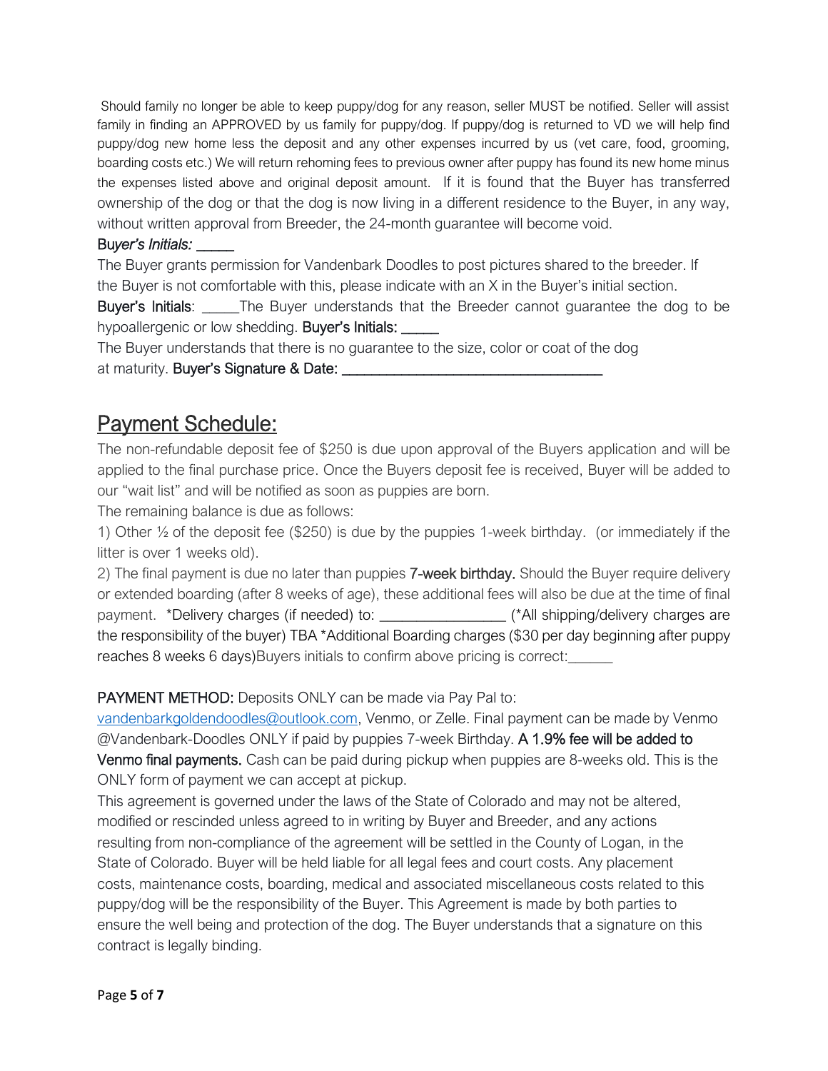Should family no longer be able to keep puppy/dog for any reason, seller MUST be notified. Seller will assist family in finding an APPROVED by us family for puppy/dog. If puppy/dog is returned to VD we will help find puppy/dog new home less the deposit and any other expenses incurred by us (vet care, food, grooming, boarding costs etc.) We will return rehoming fees to previous owner after puppy has found its new home minus the expenses listed above and original deposit amount. If it is found that the Buyer has transferred ownership of the dog or that the dog is now living in a different residence to the Buyer, in any way, without written approval from Breeder, the 24-month guarantee will become void.

B*uyer's Initials:* _____

The Buyer grants permission for Vandenbark Doodles to post pictures shared to the breeder. If the Buyer is not comfortable with this, please indicate with an X in the Buyer's initial section.

**Buyer's Initials**: _____The Buyer understands that the Breeder cannot guarantee the dog to be hypoallergenic or low shedding. **Buyer's Initials:** _____

The Buyer understands that there is no guarantee to the size, color or coat of the dog at maturity. **Buyer's Signature & Date:** ___________________________________

## Payment Schedule:

The non-refundable deposit fee of $250 is due upon approval of the Buyers application and will be applied to the final purchase price. Once the Buyers deposit fee is received, Buyer will be added to our "wait list" and will be notified as soon as puppies are born.

The remaining balance is due as follows:

1) Other ½ of the deposit fee ($250) is due by the puppies 1-week birthday. (or immediately if the litter is over 1 weeks old).

2) The final payment is due no later than puppies **7-week birthday.** Should the Buyer require delivery or extended boarding (after 8 weeks of age), these additional fees will also be due at the time of final payment. *Delivery charges (if needed) to: ________________ (*All shipping/delivery charges are the responsibility of the buyer) TBA *Additional Boarding charges ($30 per day beginning after puppy reaches 8 weeks 6 days)Buyers initials to confirm above pricing is correct:______

**PAYMENT METHOD:** Deposits ONLY can be made via Pay Pal to: vandenbarkgoldendoodles@outlook.com, Venmo, or Zelle. Final payment can be made by Venmo @Vandenbark-Doodles ONLY if paid by puppies 7-week Birthday. **A 1.9% fee will be added to Venmo final payments.** Cash can be paid during pickup when puppies are 8-weeks old. This is the ONLY form of payment we can accept at pickup.

This agreement is governed under the laws of the State of Colorado and may not be altered, modified or rescinded unless agreed to in writing by Buyer and Breeder, and any actions resulting from non-compliance of the agreement will be settled in the County of Logan, in the State of Colorado. Buyer will be held liable for all legal fees and court costs. Any placement costs, maintenance costs, boarding, medical and associated miscellaneous costs related to this puppy/dog will be the responsibility of the Buyer. This Agreement is made by both parties to ensure the well being and protection of the dog. The Buyer understands that a signature on this contract is legally binding.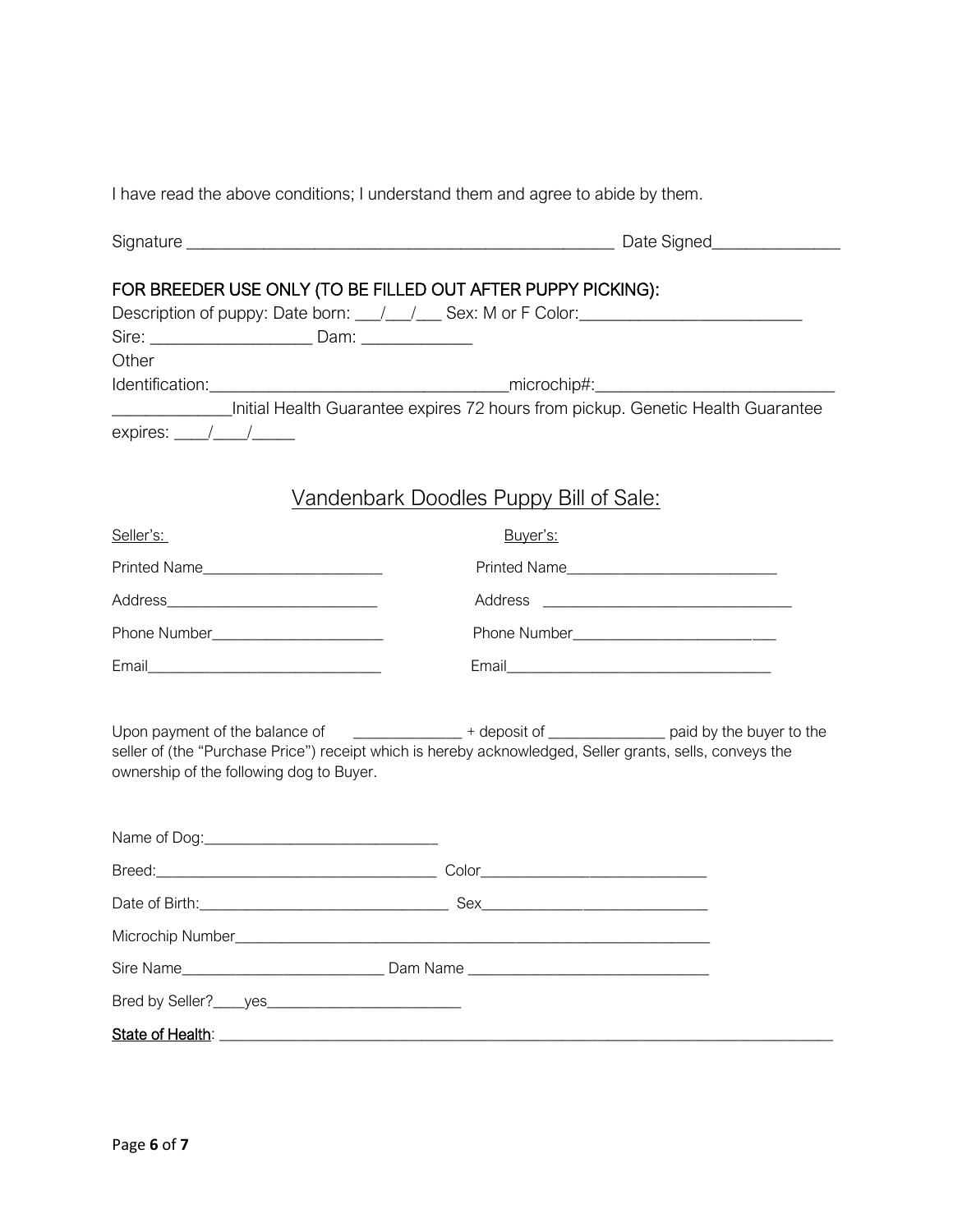I have read the above conditions; I understand them and agree to abide by them.

Signature ___________________________________________________ Date Signed_______________

FOR BREEDER USE ONLY (TO BE FILLED OUT AFTER PUPPY PICKING):

Description of puppy: Date born: ___/___/___ Sex: M or F Color:__________________________

Sire: ___________________ Dam: _____________

Other Identification:__________________________________microchip#:___________________________

______________Initial Health Guarantee expires 72 hours from pickup. Genetic Health Guarantee expires: ____/____/_____

## Vandenbark Doodles Puppy Bill of Sale:

Seller's:

Printed Name_______________________

Address__________________________

Phone Number______________________

Email_____________________________

Buyer's:

Printed Name__________________________

Address ________________________________

Phone Number__________________________

Email__________________________________

Upon payment of the balance of ______________ + deposit of _______________ paid by the buyer to the seller of (the "Purchase Price") receipt which is hereby acknowledged, Seller grants, sells, conveys the ownership of the following dog to Buyer.

Name of Dog:_____________________________

Breed:____________________________________ Color_____________________________

Date of Birth:________________________________ Sex_____________________________

Microchip Number_____________________________________________________________

Sire Name__________________________ Dam Name _______________________________

Bred by Seller?____yes_________________________

State of Health: ______________________________________________________________________________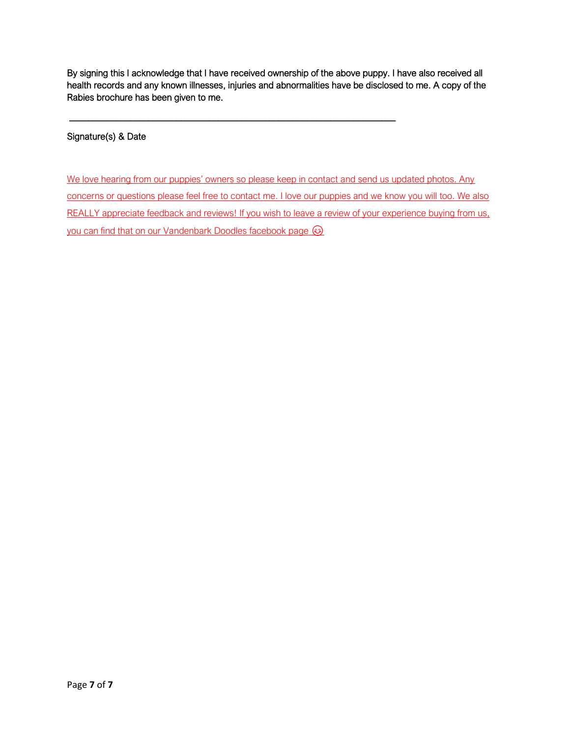By signing this I acknowledge that I have received ownership of the above puppy. I have also received all health records and any known illnesses, injuries and abnormalities have be disclosed to me. A copy of the Rabies brochure has been given to me.

\_\_\_\_\_\_\_\_\_\_\_\_\_\_\_\_\_\_\_\_\_\_\_\_\_\_\_\_\_\_\_\_\_\_\_\_\_\_\_\_\_\_\_\_\_\_\_\_\_\_\_\_\_\_\_\_\_\_\_\_\_\_\_\_

Signature(s) & Date

We love hearing from our puppies' owners so please keep in contact and send us updated photos. Any concerns or questions please feel free to contact me. I love our puppies and we know you will too. We also REALLY appreciate feedback and reviews! If you wish to leave a review of your experience buying from us, you can find that on our Vandenbark Doodles facebook page 😉